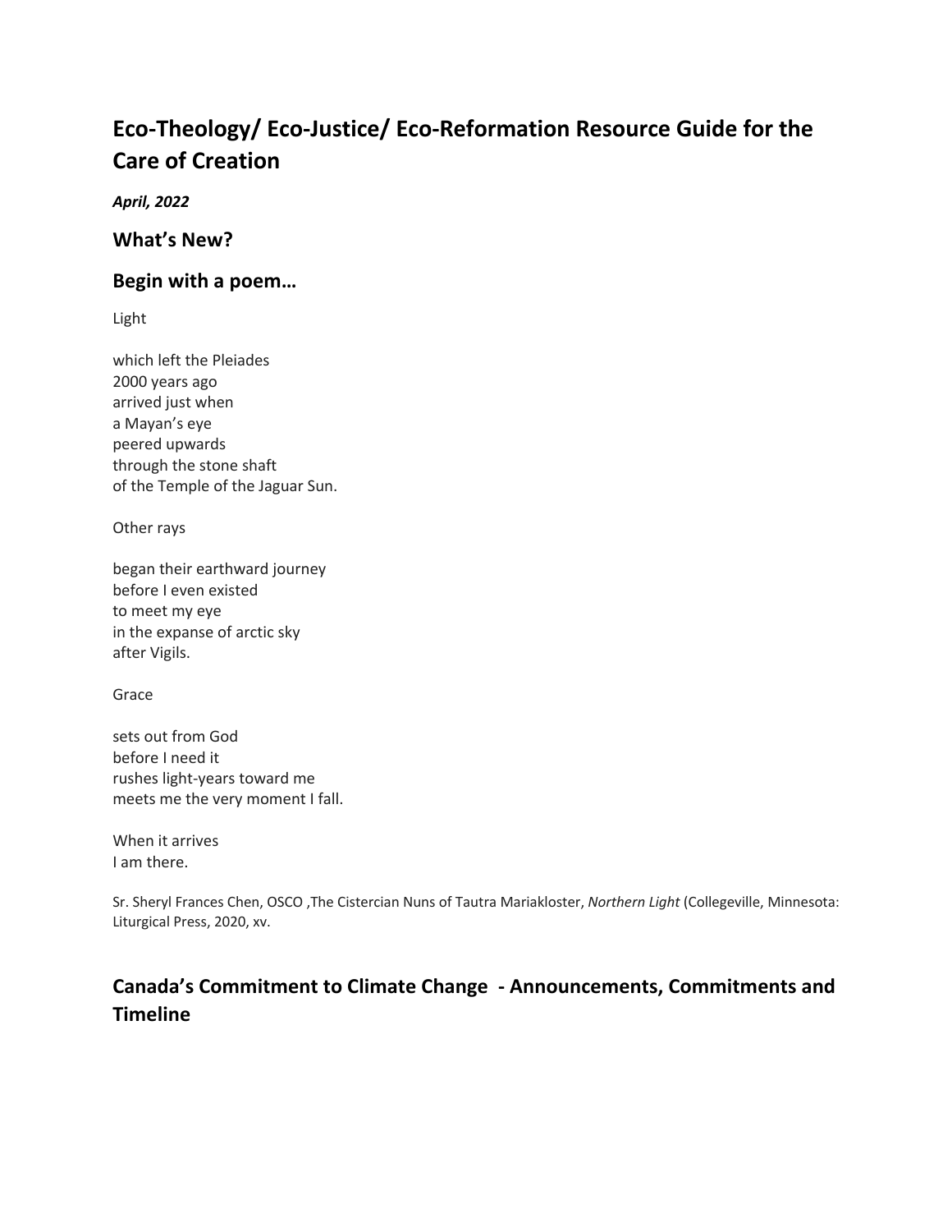# Eco-Theology/ Eco-Justice/ Eco-Reformation Resource Guide for the Care of Creation

***April, 2022***

## What's New?

## Begin with a poem…

Light

which left the Pleiades
2000 years ago
arrived just when
a Mayan's eye
peered upwards
through the stone shaft
of the Temple of the Jaguar Sun.

Other rays

began their earthward journey
before I even existed
to meet my eye
in the expanse of arctic sky
after Vigils.

Grace

sets out from God
before I need it
rushes light-years toward me
meets me the very moment I fall.

When it arrives
I am there.

Sr. Sheryl Frances Chen, OSCO ,The Cistercian Nuns of Tautra Mariakloster, *Northern Light* (Collegeville, Minnesota: Liturgical Press, 2020, xv.

## Canada's Commitment to Climate Change - Announcements, Commitments and Timeline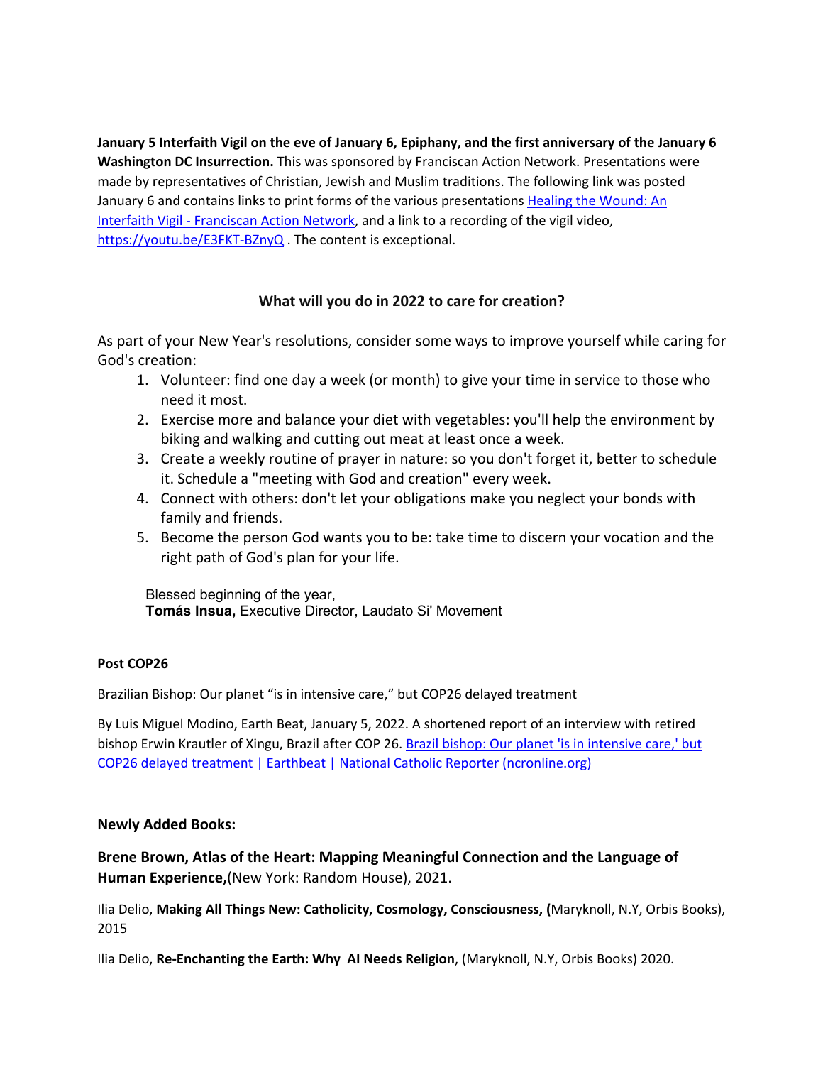**January 5 Interfaith Vigil on the eve of January 6, Epiphany, and the first anniversary of the January 6 Washington DC Insurrection.** This was sponsored by Franciscan Action Network. Presentations were made by representatives of Christian, Jewish and Muslim traditions. The following link was posted January 6 and contains links to print forms of the various presentations [Healing the Wound: An Interfaith Vigil - Franciscan Action Network](), and a link to a recording of the vigil video, https://youtu.be/E3FKT-BZnyQ . The content is exceptional.

## What will you do in 2022 to care for creation?

As part of your New Year's resolutions, consider some ways to improve yourself while caring for God's creation:

1. Volunteer: find one day a week (or month) to give your time in service to those who need it most.
2. Exercise more and balance your diet with vegetables: you'll help the environment by biking and walking and cutting out meat at least once a week.
3. Create a weekly routine of prayer in nature: so you don't forget it, better to schedule it. Schedule a "meeting with God and creation" every week.
4. Connect with others: don't let your obligations make you neglect your bonds with family and friends.
5. Become the person God wants you to be: take time to discern your vocation and the right path of God's plan for your life.

Blessed beginning of the year,
**Tomás Insua,** Executive Director, Laudato Si' Movement

**Post COP26**

Brazilian Bishop: Our planet "is in intensive care," but COP26 delayed treatment

By Luis Miguel Modino, Earth Beat, January 5, 2022. A shortened report of an interview with retired bishop Erwin Krautler of Xingu, Brazil after COP 26. [Brazil bishop: Our planet 'is in intensive care,' but COP26 delayed treatment | Earthbeat | National Catholic Reporter (ncronline.org)]()

**Newly Added Books:**

**Brene Brown, Atlas of the Heart: Mapping Meaningful Connection and the Language of Human Experience,**(New York: Random House), 2021.

Ilia Delio, **Making All Things New: Catholicity, Cosmology, Consciousness, (**Maryknoll, N.Y, Orbis Books), 2015

Ilia Delio, **Re-Enchanting the Earth: Why AI Needs Religion**, (Maryknoll, N.Y, Orbis Books) 2020.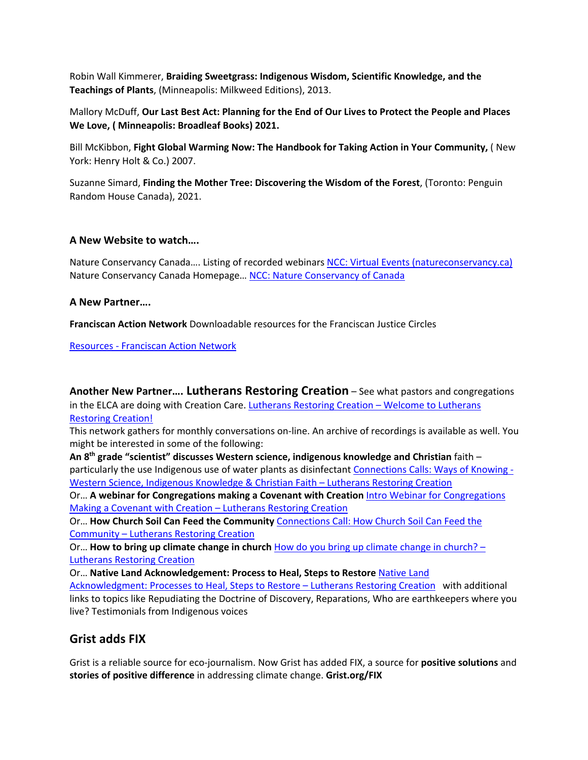Robin Wall Kimmerer, **Braiding Sweetgrass: Indigenous Wisdom, Scientific Knowledge, and the Teachings of Plants**, (Minneapolis: Milkweed Editions), 2013.

Mallory McDuff, **Our Last Best Act: Planning for the End of Our Lives to Protect the People and Places We Love, ( Minneapolis: Broadleaf Books) 2021.**

Bill McKibbon, **Fight Global Warming Now: The Handbook for Taking Action in Your Community,** ( New York: Henry Holt & Co.) 2007.

Suzanne Simard, **Finding the Mother Tree: Discovering the Wisdom of the Forest**, (Toronto: Penguin Random House Canada), 2021.

**A New Website to watch….**

Nature Conservancy Canada…. Listing of recorded webinars [NCC: Virtual Events (natureconservancy.ca)]
Nature Conservancy Canada Homepage… [NCC: Nature Conservancy of Canada]

**A New Partner….**

**Franciscan Action Network** Downloadable resources for the Franciscan Justice Circles

[Resources - Franciscan Action Network]

**Another New Partner…. Lutherans Restoring Creation** – See what pastors and congregations in the ELCA are doing with Creation Care. [Lutherans Restoring Creation – Welcome to Lutherans Restoring Creation!]
This network gathers for monthly conversations on-line. An archive of recordings is available as well. You might be interested in some of the following:
**An 8th grade "scientist" discusses Western science, indigenous knowledge and Christian** faith – particularly the use Indigenous use of water plants as disinfectant [Connections Calls: Ways of Knowing - Western Science, Indigenous Knowledge & Christian Faith – Lutherans Restoring Creation]
Or… **A webinar for Congregations making a Covenant with Creation** [Intro Webinar for Congregations Making a Covenant with Creation – Lutherans Restoring Creation]
Or… **How Church Soil Can Feed the Community** [Connections Call: How Church Soil Can Feed the Community – Lutherans Restoring Creation]
Or… **How to bring up climate change in church** [How do you bring up climate change in church? – Lutherans Restoring Creation]
Or… **Native Land Acknowledgement: Process to Heal, Steps to Restore** [Native Land Acknowledgment: Processes to Heal, Steps to Restore – Lutherans Restoring Creation] with additional links to topics like Repudiating the Doctrine of Discovery, Reparations, Who are earthkeepers where you live? Testimonials from Indigenous voices

## Grist adds FIX

Grist is a reliable source for eco-journalism. Now Grist has added FIX, a source for **positive solutions** and **stories of positive difference** in addressing climate change. **Grist.org/FIX**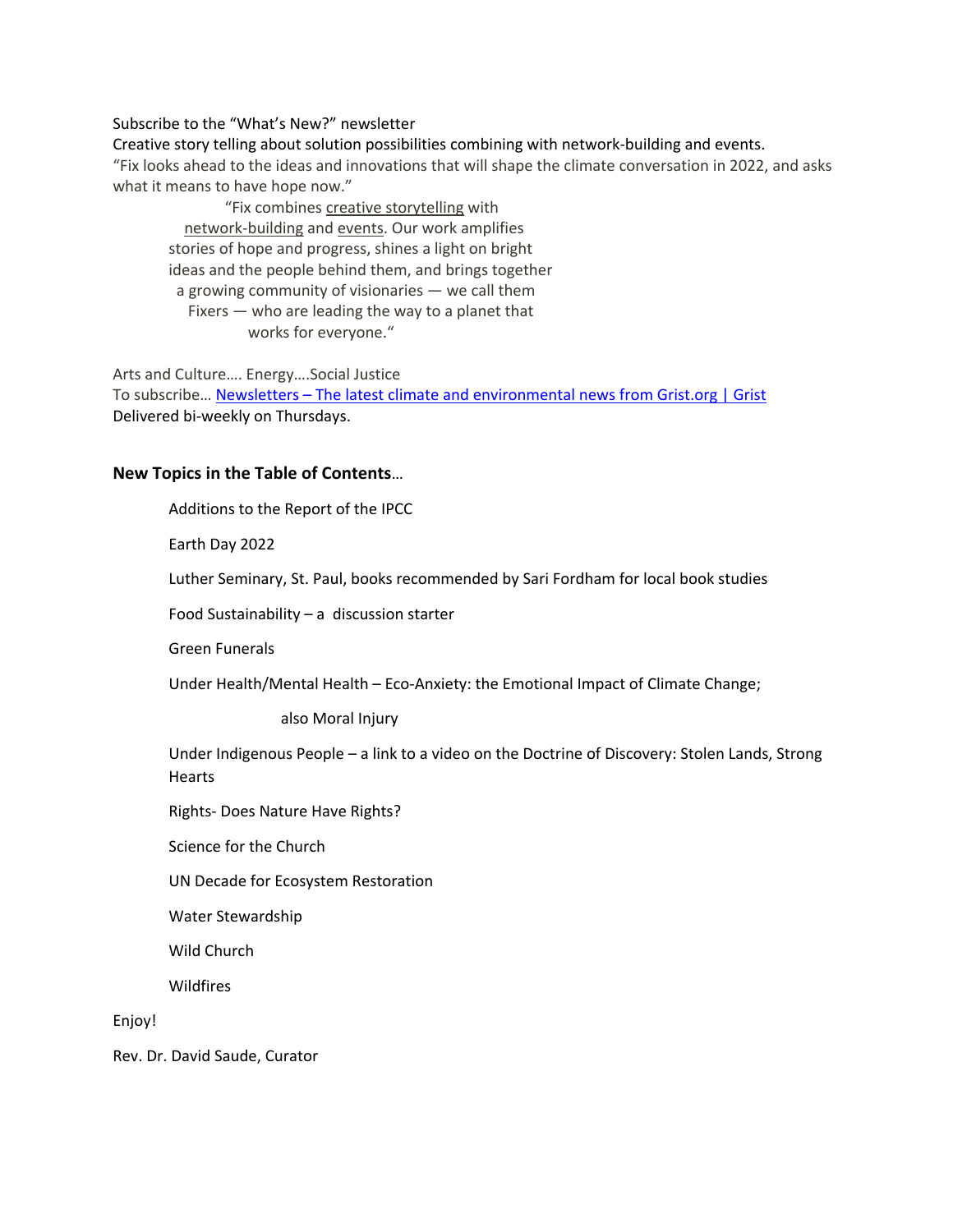Subscribe to the "What's New?" newsletter

Creative story telling about solution possibilities combining with network-building and events.

"Fix looks ahead to the ideas and innovations that will shape the climate conversation in 2022, and asks what it means to have hope now."

> "Fix combines creative storytelling with network-building and events. Our work amplifies stories of hope and progress, shines a light on bright ideas and the people behind them, and brings together a growing community of visionaries — we call them Fixers — who are leading the way to a planet that works for everyone."

Arts and Culture…. Energy….Social Justice

To subscribe… [Newsletters – The latest climate and environmental news from Grist.org | Grist]()

Delivered bi-weekly on Thursdays.

**New Topics in the Table of Contents**…

- Additions to the Report of the IPCC
- Earth Day 2022
- Luther Seminary, St. Paul, books recommended by Sari Fordham for local book studies
- Food Sustainability – a discussion starter
- Green Funerals
- Under Health/Mental Health – Eco-Anxiety: the Emotional Impact of Climate Change;
  - also Moral Injury
- Under Indigenous People – a link to a video on the Doctrine of Discovery: Stolen Lands, Strong Hearts
- Rights- Does Nature Have Rights?
- Science for the Church
- UN Decade for Ecosystem Restoration
- Water Stewardship
- Wild Church
- Wildfires

Enjoy!

Rev. Dr. David Saude, Curator